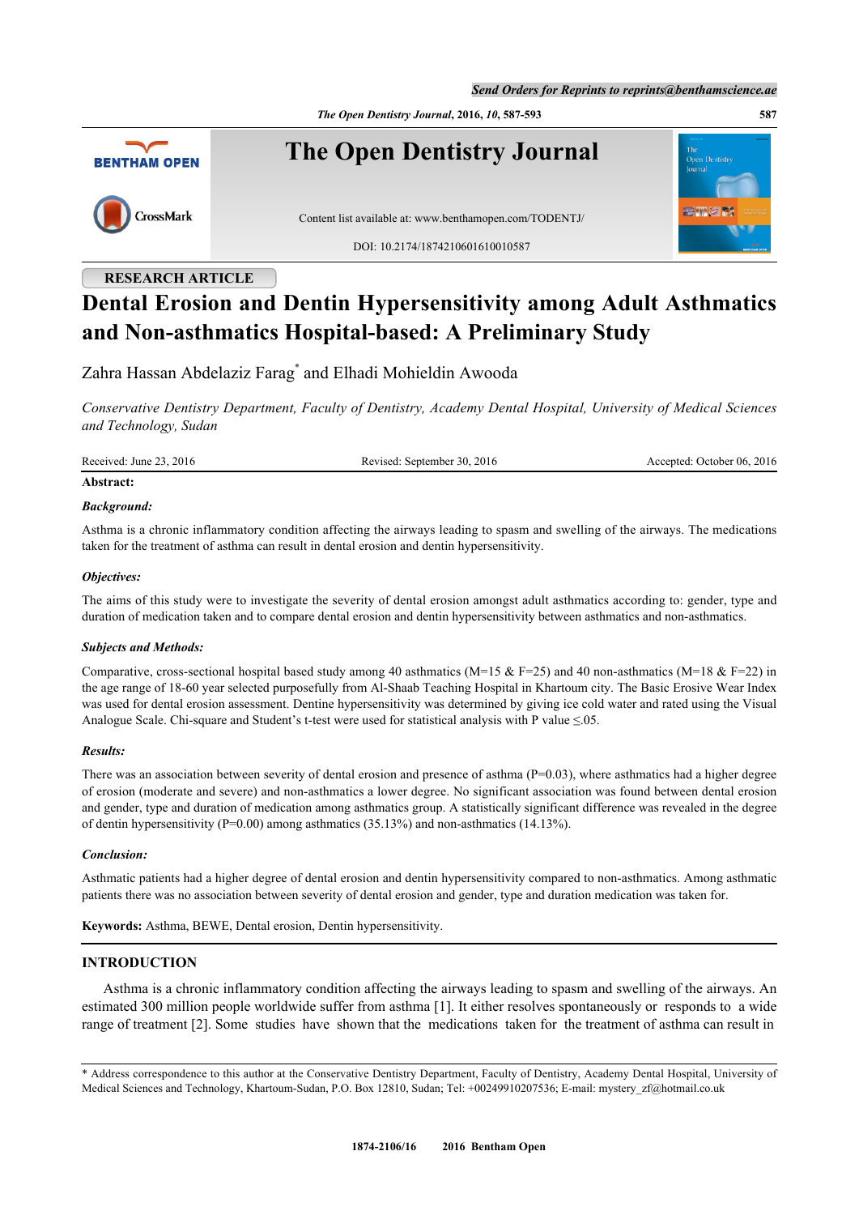RESEARCH ARTICLE

# Dental Erosion and Dentin Hypersensitivity among Adult Asthmatics and Non-asthmatics Hospital-based: A Preliminary Study

Zahra Hassan Abdelaziz Farag* and Elhadi Mohieldin Awooda

*Conservative Dentistry Department, Faculty of Dentistry, Academy Dental Hospital, University of Medical Sciences and Technology, Sudan*

Received: June 23, 2016 | Revised: September 30, 2016 | Accepted: October 06, 2016

**Abstract:**

***Background:***

Asthma is a chronic inflammatory condition affecting the airways leading to spasm and swelling of the airways. The medications taken for the treatment of asthma can result in dental erosion and dentin hypersensitivity.

***Objectives:***

The aims of this study were to investigate the severity of dental erosion amongst adult asthmatics according to: gender, type and duration of medication taken and to compare dental erosion and dentin hypersensitivity between asthmatics and non-asthmatics.

***Subjects and Methods:***

Comparative, cross-sectional hospital based study among 40 asthmatics (M=15 & F=25) and 40 non-asthmatics (M=18 & F=22) in the age range of 18-60 year selected purposefully from Al-Shaab Teaching Hospital in Khartoum city. The Basic Erosive Wear Index was used for dental erosion assessment. Dentine hypersensitivity was determined by giving ice cold water and rated using the Visual Analogue Scale. Chi-square and Student's t-test were used for statistical analysis with P value $\leq$.05.

***Results:***

There was an association between severity of dental erosion and presence of asthma (P=0.03), where asthmatics had a higher degree of erosion (moderate and severe) and non-asthmatics a lower degree. No significant association was found between dental erosion and gender, type and duration of medication among asthmatics group. A statistically significant difference was revealed in the degree of dentin hypersensitivity (P=0.00) among asthmatics (35.13%) and non-asthmatics (14.13%).

***Conclusion:***

Asthmatic patients had a higher degree of dental erosion and dentin hypersensitivity compared to non-asthmatics. Among asthmatic patients there was no association between severity of dental erosion and gender, type and duration medication was taken for.

**Keywords:** Asthma, BEWE, Dental erosion, Dentin hypersensitivity.

## INTRODUCTION

Asthma is a chronic inflammatory condition affecting the airways leading to spasm and swelling of the airways. An estimated 300 million people worldwide suffer from asthma [1]. It either resolves spontaneously or responds to a wide range of treatment [2]. Some studies have shown that the medications taken for the treatment of asthma can result in

* Address correspondence to this author at the Conservative Dentistry Department, Faculty of Dentistry, Academy Dental Hospital, University of Medical Sciences and Technology, Khartoum-Sudan, P.O. Box 12810, Sudan; Tel: +00249910207536; E-mail: mystery_zf@hotmail.co.uk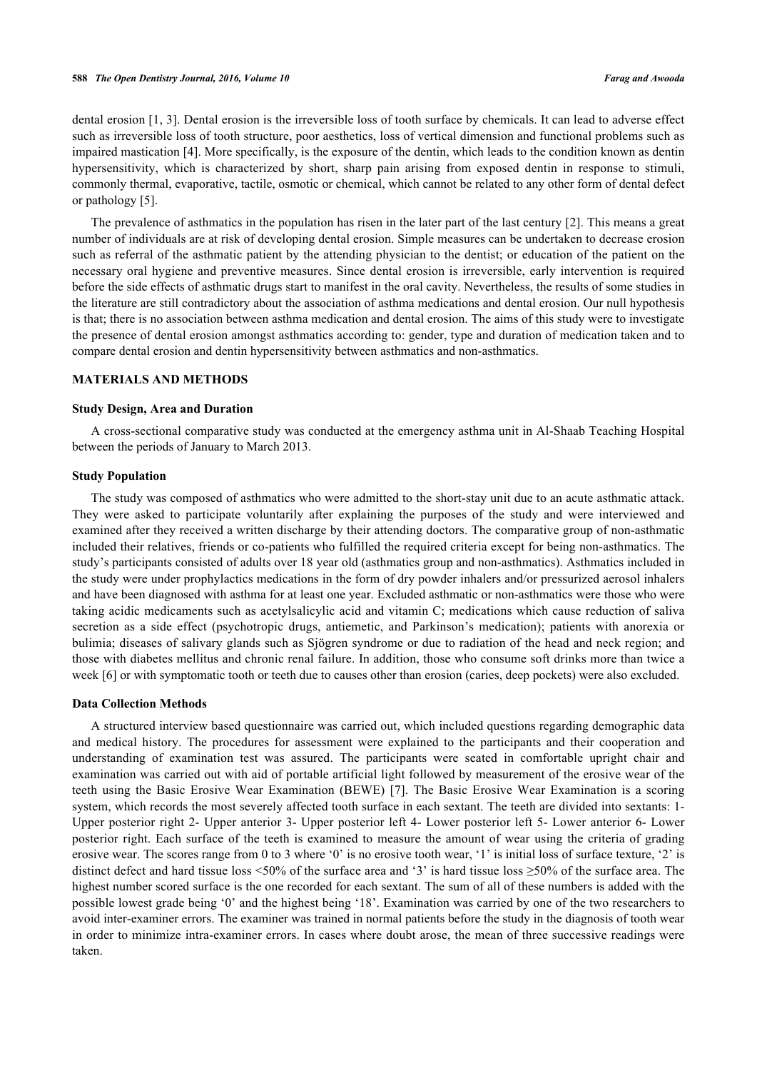dental erosion [1, 3]. Dental erosion is the irreversible loss of tooth surface by chemicals. It can lead to adverse effect such as irreversible loss of tooth structure, poor aesthetics, loss of vertical dimension and functional problems such as impaired mastication [4]. More specifically, is the exposure of the dentin, which leads to the condition known as dentin hypersensitivity, which is characterized by short, sharp pain arising from exposed dentin in response to stimuli, commonly thermal, evaporative, tactile, osmotic or chemical, which cannot be related to any other form of dental defect or pathology [5].

The prevalence of asthmatics in the population has risen in the later part of the last century [2]. This means a great number of individuals are at risk of developing dental erosion. Simple measures can be undertaken to decrease erosion such as referral of the asthmatic patient by the attending physician to the dentist; or education of the patient on the necessary oral hygiene and preventive measures. Since dental erosion is irreversible, early intervention is required before the side effects of asthmatic drugs start to manifest in the oral cavity. Nevertheless, the results of some studies in the literature are still contradictory about the association of asthma medications and dental erosion. Our null hypothesis is that; there is no association between asthma medication and dental erosion. The aims of this study were to investigate the presence of dental erosion amongst asthmatics according to: gender, type and duration of medication taken and to compare dental erosion and dentin hypersensitivity between asthmatics and non-asthmatics.

## MATERIALS AND METHODS

### Study Design, Area and Duration

A cross-sectional comparative study was conducted at the emergency asthma unit in Al-Shaab Teaching Hospital between the periods of January to March 2013.

### Study Population

The study was composed of asthmatics who were admitted to the short-stay unit due to an acute asthmatic attack. They were asked to participate voluntarily after explaining the purposes of the study and were interviewed and examined after they received a written discharge by their attending doctors. The comparative group of non-asthmatic included their relatives, friends or co-patients who fulfilled the required criteria except for being non-asthmatics. The study's participants consisted of adults over 18 year old (asthmatics group and non-asthmatics). Asthmatics included in the study were under prophylactics medications in the form of dry powder inhalers and/or pressurized aerosol inhalers and have been diagnosed with asthma for at least one year. Excluded asthmatic or non-asthmatics were those who were taking acidic medicaments such as acetylsalicylic acid and vitamin C; medications which cause reduction of saliva secretion as a side effect (psychotropic drugs, antiemetic, and Parkinson's medication); patients with anorexia or bulimia; diseases of salivary glands such as Sjögren syndrome or due to radiation of the head and neck region; and those with diabetes mellitus and chronic renal failure. In addition, those who consume soft drinks more than twice a week [6] or with symptomatic tooth or teeth due to causes other than erosion (caries, deep pockets) were also excluded.

### Data Collection Methods

A structured interview based questionnaire was carried out, which included questions regarding demographic data and medical history. The procedures for assessment were explained to the participants and their cooperation and understanding of examination test was assured. The participants were seated in comfortable upright chair and examination was carried out with aid of portable artificial light followed by measurement of the erosive wear of the teeth using the Basic Erosive Wear Examination (BEWE) [7]. The Basic Erosive Wear Examination is a scoring system, which records the most severely affected tooth surface in each sextant. The teeth are divided into sextants: 1- Upper posterior right 2- Upper anterior 3- Upper posterior left 4- Lower posterior left 5- Lower anterior 6- Lower posterior right. Each surface of the teeth is examined to measure the amount of wear using the criteria of grading erosive wear. The scores range from 0 to 3 where '0' is no erosive tooth wear, '1' is initial loss of surface texture, '2' is distinct defect and hard tissue loss <50% of the surface area and '3' is hard tissue loss ≥50% of the surface area. The highest number scored surface is the one recorded for each sextant. The sum of all of these numbers is added with the possible lowest grade being '0' and the highest being '18'. Examination was carried by one of the two researchers to avoid inter-examiner errors. The examiner was trained in normal patients before the study in the diagnosis of tooth wear in order to minimize intra-examiner errors. In cases where doubt arose, the mean of three successive readings were taken.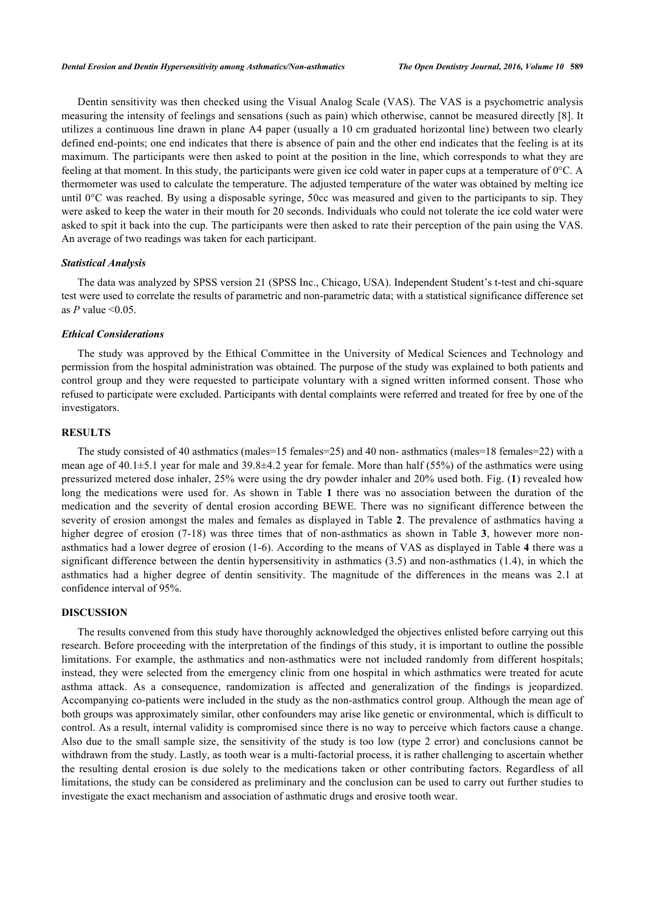Dentin sensitivity was then checked using the Visual Analog Scale (VAS). The VAS is a psychometric analysis measuring the intensity of feelings and sensations (such as pain) which otherwise, cannot be measured directly [8]. It utilizes a continuous line drawn in plane A4 paper (usually a 10 cm graduated horizontal line) between two clearly defined end-points; one end indicates that there is absence of pain and the other end indicates that the feeling is at its maximum. The participants were then asked to point at the position in the line, which corresponds to what they are feeling at that moment. In this study, the participants were given ice cold water in paper cups at a temperature of 0°C. A thermometer was used to calculate the temperature. The adjusted temperature of the water was obtained by melting ice until 0°C was reached. By using a disposable syringe, 50cc was measured and given to the participants to sip. They were asked to keep the water in their mouth for 20 seconds. Individuals who could not tolerate the ice cold water were asked to spit it back into the cup. The participants were then asked to rate their perception of the pain using the VAS. An average of two readings was taken for each participant.

### *Statistical Analysis*

The data was analyzed by SPSS version 21 (SPSS Inc., Chicago, USA). Independent Student's t-test and chi-square test were used to correlate the results of parametric and non-parametric data; with a statistical significance difference set as $P$ value <0.05.

### *Ethical Considerations*

The study was approved by the Ethical Committee in the University of Medical Sciences and Technology and permission from the hospital administration was obtained. The purpose of the study was explained to both patients and control group and they were requested to participate voluntary with a signed written informed consent. Those who refused to participate were excluded. Participants with dental complaints were referred and treated for free by one of the investigators.

## RESULTS

The study consisted of 40 asthmatics (males=15 females=25) and 40 non- asthmatics (males=18 females=22) with a mean age of 40.1±5.1 year for male and 39.8±4.2 year for female. More than half (55%) of the asthmatics were using pressurized metered dose inhaler, 25% were using the dry powder inhaler and 20% used both. Fig. (**1**) revealed how long the medications were used for. As shown in Table **1** there was no association between the duration of the medication and the severity of dental erosion according BEWE. There was no significant difference between the severity of erosion amongst the males and females as displayed in Table **2**. The prevalence of asthmatics having a higher degree of erosion (7-18) was three times that of non-asthmatics as shown in Table **3**, however more non-asthmatics had a lower degree of erosion (1-6). According to the means of VAS as displayed in Table **4** there was a significant difference between the dentin hypersensitivity in asthmatics (3.5) and non-asthmatics (1.4), in which the asthmatics had a higher degree of dentin sensitivity. The magnitude of the differences in the means was 2.1 at confidence interval of 95%.

## DISCUSSION

The results convened from this study have thoroughly acknowledged the objectives enlisted before carrying out this research. Before proceeding with the interpretation of the findings of this study, it is important to outline the possible limitations. For example, the asthmatics and non-asthmatics were not included randomly from different hospitals; instead, they were selected from the emergency clinic from one hospital in which asthmatics were treated for acute asthma attack. As a consequence, randomization is affected and generalization of the findings is jeopardized. Accompanying co-patients were included in the study as the non-asthmatics control group. Although the mean age of both groups was approximately similar, other confounders may arise like genetic or environmental, which is difficult to control. As a result, internal validity is compromised since there is no way to perceive which factors cause a change. Also due to the small sample size, the sensitivity of the study is too low (type 2 error) and conclusions cannot be withdrawn from the study. Lastly, as tooth wear is a multi-factorial process, it is rather challenging to ascertain whether the resulting dental erosion is due solely to the medications taken or other contributing factors. Regardless of all limitations, the study can be considered as preliminary and the conclusion can be used to carry out further studies to investigate the exact mechanism and association of asthmatic drugs and erosive tooth wear.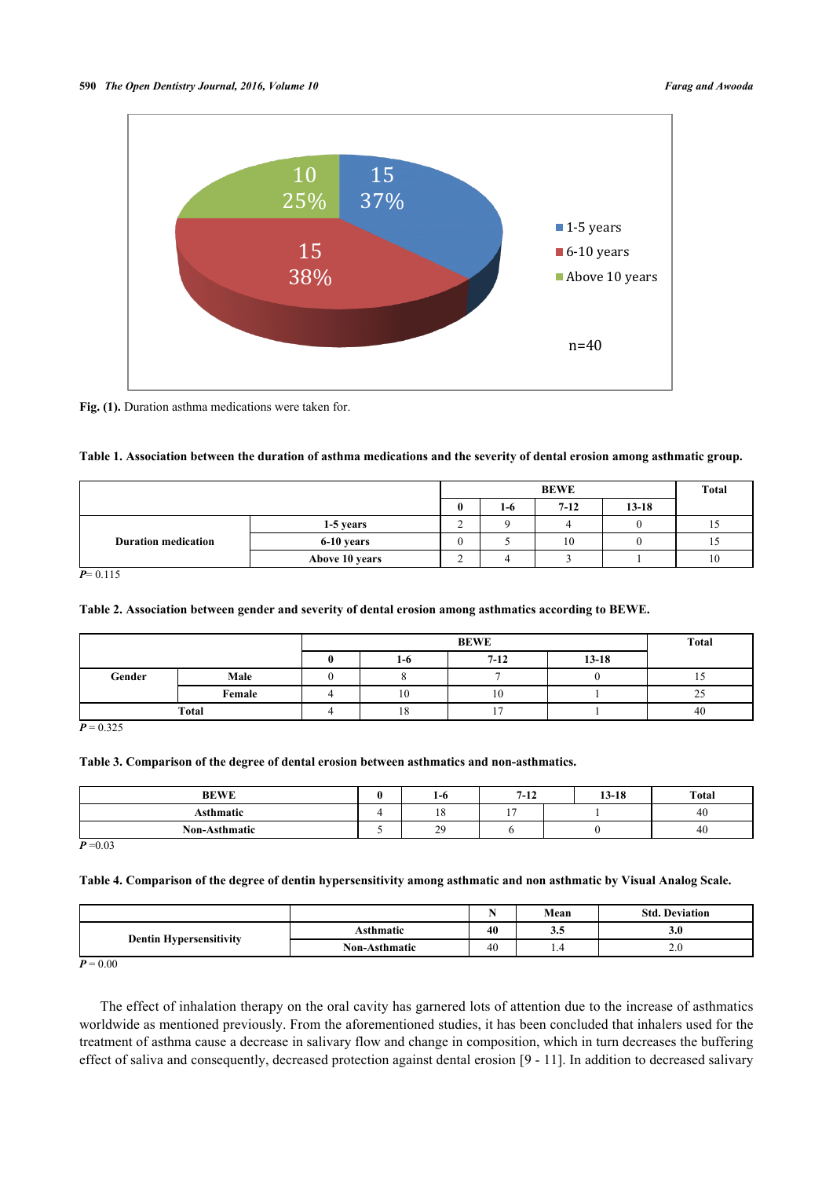Fig. (1). Duration asthma medications were taken for.

**Table 1. Association between the duration of asthma medications and the severity of dental erosion among asthmatic group.**

| | | BEWE | | | | Total |
|---|---|---|---|---|---|---|
| | | 0 | 1-6 | 7-12 | 13-18 | |
| Duration medication | 1-5 years | 2 | 9 | 4 | 0 | 15 |
| | 6-10 years | 0 | 5 | 10 | 0 | 15 |
| | Above 10 years | 2 | 4 | 3 | 1 | 10 |

*P*= 0.115

**Table 2. Association between gender and severity of dental erosion among asthmatics according to BEWE.**

| | | BEWE | | | | Total |
|---|---|---|---|---|---|---|
| | | 0 | 1-6 | 7-12 | 13-18 | |
| Gender | Male | 0 | 8 | 7 | 0 | 15 |
| | Female | 4 | 10 | 10 | 1 | 25 |
| Total | | 4 | 18 | 17 | 1 | 40 |

*P* = 0.325

**Table 3. Comparison of the degree of dental erosion between asthmatics and non-asthmatics.**

| BEWE | 0 | 1-6 | 7-12 | 13-18 | Total |
|---|---|---|---|---|---|
| Asthmatic | 4 | 18 | 17 | 1 | 40 |
| Non-Asthmatic | 5 | 29 | 6 | 0 | 40 |

*P* =0.03

**Table 4. Comparison of the degree of dentin hypersensitivity among asthmatic and non asthmatic by Visual Analog Scale.**

| | | N | Mean | Std. Deviation |
|---|---|---|---|---|
| Dentin Hypersensitivity | Asthmatic | 40 | 3.5 | 3.0 |
| | Non-Asthmatic | 40 | 1.4 | 2.0 |

*P* = 0.00

The effect of inhalation therapy on the oral cavity has garnered lots of attention due to the increase of asthmatics worldwide as mentioned previously. From the aforementioned studies, it has been concluded that inhalers used for the treatment of asthma cause a decrease in salivary flow and change in composition, which in turn decreases the buffering effect of saliva and consequently, decreased protection against dental erosion [9 - 11]. In addition to decreased salivary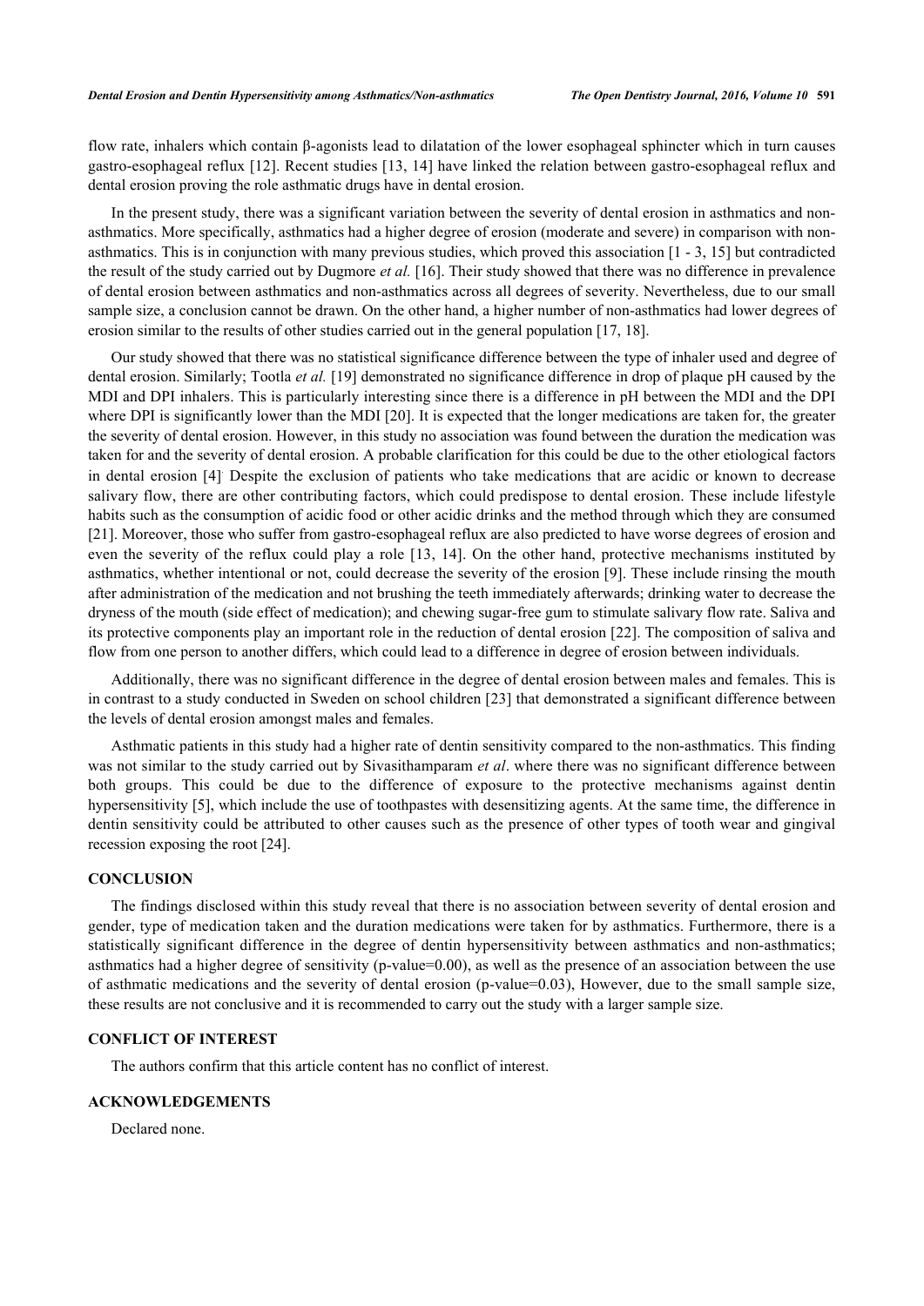flow rate, inhalers which contain β-agonists lead to dilatation of the lower esophageal sphincter which in turn causes gastro-esophageal reflux [12]. Recent studies [13, 14] have linked the relation between gastro-esophageal reflux and dental erosion proving the role asthmatic drugs have in dental erosion.

In the present study, there was a significant variation between the severity of dental erosion in asthmatics and non-asthmatics. More specifically, asthmatics had a higher degree of erosion (moderate and severe) in comparison with non-asthmatics. This is in conjunction with many previous studies, which proved this association [1 - 3, 15] but contradicted the result of the study carried out by Dugmore *et al.* [16]. Their study showed that there was no difference in prevalence of dental erosion between asthmatics and non-asthmatics across all degrees of severity. Nevertheless, due to our small sample size, a conclusion cannot be drawn. On the other hand, a higher number of non-asthmatics had lower degrees of erosion similar to the results of other studies carried out in the general population [17, 18].

Our study showed that there was no statistical significance difference between the type of inhaler used and degree of dental erosion. Similarly; Tootla *et al.* [19] demonstrated no significance difference in drop of plaque pH caused by the MDI and DPI inhalers. This is particularly interesting since there is a difference in pH between the MDI and the DPI where DPI is significantly lower than the MDI [20]. It is expected that the longer medications are taken for, the greater the severity of dental erosion. However, in this study no association was found between the duration the medication was taken for and the severity of dental erosion. A probable clarification for this could be due to the other etiological factors in dental erosion [4]. Despite the exclusion of patients who take medications that are acidic or known to decrease salivary flow, there are other contributing factors, which could predispose to dental erosion. These include lifestyle habits such as the consumption of acidic food or other acidic drinks and the method through which they are consumed [21]. Moreover, those who suffer from gastro-esophageal reflux are also predicted to have worse degrees of erosion and even the severity of the reflux could play a role [13, 14]. On the other hand, protective mechanisms instituted by asthmatics, whether intentional or not, could decrease the severity of the erosion [9]. These include rinsing the mouth after administration of the medication and not brushing the teeth immediately afterwards; drinking water to decrease the dryness of the mouth (side effect of medication); and chewing sugar-free gum to stimulate salivary flow rate. Saliva and its protective components play an important role in the reduction of dental erosion [22]. The composition of saliva and flow from one person to another differs, which could lead to a difference in degree of erosion between individuals.

Additionally, there was no significant difference in the degree of dental erosion between males and females. This is in contrast to a study conducted in Sweden on school children [23] that demonstrated a significant difference between the levels of dental erosion amongst males and females.

Asthmatic patients in this study had a higher rate of dentin sensitivity compared to the non-asthmatics. This finding was not similar to the study carried out by Sivasithamparam *et al*. where there was no significant difference between both groups. This could be due to the difference of exposure to the protective mechanisms against dentin hypersensitivity [5], which include the use of toothpastes with desensitizing agents. At the same time, the difference in dentin sensitivity could be attributed to other causes such as the presence of other types of tooth wear and gingival recession exposing the root [24].

## CONCLUSION

The findings disclosed within this study reveal that there is no association between severity of dental erosion and gender, type of medication taken and the duration medications were taken for by asthmatics. Furthermore, there is a statistically significant difference in the degree of dentin hypersensitivity between asthmatics and non-asthmatics; asthmatics had a higher degree of sensitivity (p-value=0.00), as well as the presence of an association between the use of asthmatic medications and the severity of dental erosion (p-value=0.03), However, due to the small sample size, these results are not conclusive and it is recommended to carry out the study with a larger sample size.

## CONFLICT OF INTEREST

The authors confirm that this article content has no conflict of interest.

## ACKNOWLEDGEMENTS

Declared none.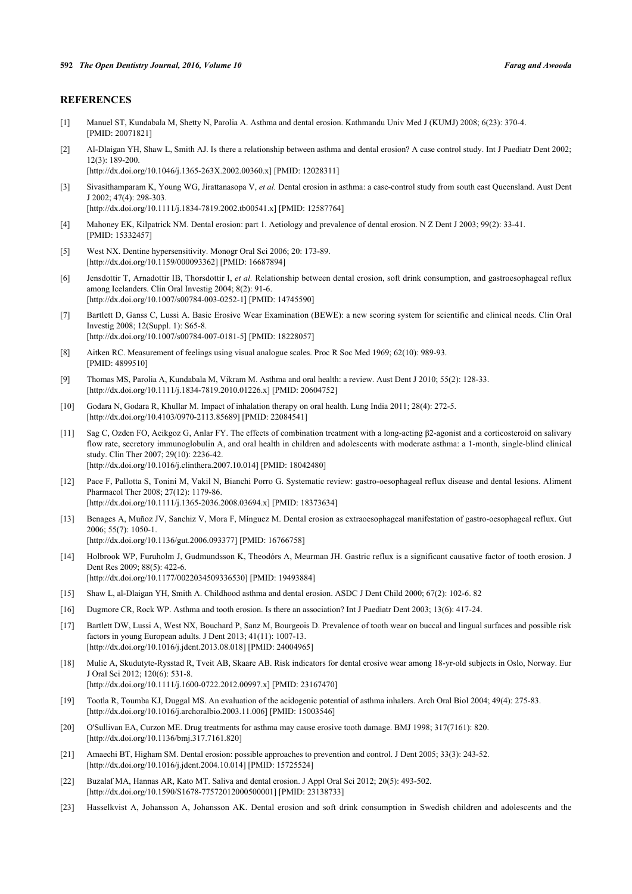## REFERENCES

[1] Manuel ST, Kundabala M, Shetty N, Parolia A. Asthma and dental erosion. Kathmandu Univ Med J (KUMJ) 2008; 6(23): 370-4. [PMID: 20071821]

[2] Al-Dlaigan YH, Shaw L, Smith AJ. Is there a relationship between asthma and dental erosion? A case control study. Int J Paediatr Dent 2002; 12(3): 189-200. [http://dx.doi.org/10.1046/j.1365-263X.2002.00360.x] [PMID: 12028311]

[3] Sivasithamparam K, Young WG, Jirattanasopa V, *et al.* Dental erosion in asthma: a case-control study from south east Queensland. Aust Dent J 2002; 47(4): 298-303. [http://dx.doi.org/10.1111/j.1834-7819.2002.tb00541.x] [PMID: 12587764]

[4] Mahoney EK, Kilpatrick NM. Dental erosion: part 1. Aetiology and prevalence of dental erosion. N Z Dent J 2003; 99(2): 33-41. [PMID: 15332457]

[5] West NX. Dentine hypersensitivity. Monogr Oral Sci 2006; 20: 173-89. [http://dx.doi.org/10.1159/000093362] [PMID: 16687894]

[6] Jensdottir T, Arnadottir IB, Thorsdottir I, *et al.* Relationship between dental erosion, soft drink consumption, and gastroesophageal reflux among Icelanders. Clin Oral Investig 2004; 8(2): 91-6. [http://dx.doi.org/10.1007/s00784-003-0252-1] [PMID: 14745590]

[7] Bartlett D, Ganss C, Lussi A. Basic Erosive Wear Examination (BEWE): a new scoring system for scientific and clinical needs. Clin Oral Investig 2008; 12(Suppl. 1): S65-8. [http://dx.doi.org/10.1007/s00784-007-0181-5] [PMID: 18228057]

[8] Aitken RC. Measurement of feelings using visual analogue scales. Proc R Soc Med 1969; 62(10): 989-93. [PMID: 4899510]

[9] Thomas MS, Parolia A, Kundabala M, Vikram M. Asthma and oral health: a review. Aust Dent J 2010; 55(2): 128-33. [http://dx.doi.org/10.1111/j.1834-7819.2010.01226.x] [PMID: 20604752]

[10] Godara N, Godara R, Khullar M. Impact of inhalation therapy on oral health. Lung India 2011; 28(4): 272-5. [http://dx.doi.org/10.4103/0970-2113.85689] [PMID: 22084541]

[11] Sag C, Ozden FO, Acikgoz G, Anlar FY. The effects of combination treatment with a long-acting β2-agonist and a corticosteroid on salivary flow rate, secretory immunoglobulin A, and oral health in children and adolescents with moderate asthma: a 1-month, single-blind clinical study. Clin Ther 2007; 29(10): 2236-42. [http://dx.doi.org/10.1016/j.clinthera.2007.10.014] [PMID: 18042480]

[12] Pace F, Pallotta S, Tonini M, Vakil N, Bianchi Porro G. Systematic review: gastro-oesophageal reflux disease and dental lesions. Aliment Pharmacol Ther 2008; 27(12): 1179-86. [http://dx.doi.org/10.1111/j.1365-2036.2008.03694.x] [PMID: 18373634]

[13] Benages A, Muñoz JV, Sanchiz V, Mora F, Mínguez M. Dental erosion as extraoesophageal manifestation of gastro-oesophageal reflux. Gut 2006; 55(7): 1050-1. [http://dx.doi.org/10.1136/gut.2006.093377] [PMID: 16766758]

[14] Holbrook WP, Furuholm J, Gudmundsson K, Theodórs A, Meurman JH. Gastric reflux is a significant causative factor of tooth erosion. J Dent Res 2009; 88(5): 422-6. [http://dx.doi.org/10.1177/0022034509336530] [PMID: 19493884]

[15] Shaw L, al-Dlaigan YH, Smith A. Childhood asthma and dental erosion. ASDC J Dent Child 2000; 67(2): 102-6. 82

[16] Dugmore CR, Rock WP. Asthma and tooth erosion. Is there an association? Int J Paediatr Dent 2003; 13(6): 417-24.

[17] Bartlett DW, Lussi A, West NX, Bouchard P, Sanz M, Bourgeois D. Prevalence of tooth wear on buccal and lingual surfaces and possible risk factors in young European adults. J Dent 2013; 41(11): 1007-13. [http://dx.doi.org/10.1016/j.jdent.2013.08.018] [PMID: 24004965]

[18] Mulic A, Skudutyte-Rysstad R, Tveit AB, Skaare AB. Risk indicators for dental erosive wear among 18-yr-old subjects in Oslo, Norway. Eur J Oral Sci 2012; 120(6): 531-8. [http://dx.doi.org/10.1111/j.1600-0722.2012.00997.x] [PMID: 23167470]

[19] Tootla R, Toumba KJ, Duggal MS. An evaluation of the acidogenic potential of asthma inhalers. Arch Oral Biol 2004; 49(4): 275-83. [http://dx.doi.org/10.1016/j.archoralbio.2003.11.006] [PMID: 15003546]

[20] O'Sullivan EA, Curzon ME. Drug treatments for asthma may cause erosive tooth damage. BMJ 1998; 317(7161): 820. [http://dx.doi.org/10.1136/bmj.317.7161.820]

[21] Amaechi BT, Higham SM. Dental erosion: possible approaches to prevention and control. J Dent 2005; 33(3): 243-52. [http://dx.doi.org/10.1016/j.jdent.2004.10.014] [PMID: 15725524]

[22] Buzalaf MA, Hannas AR, Kato MT. Saliva and dental erosion. J Appl Oral Sci 2012; 20(5): 493-502. [http://dx.doi.org/10.1590/S1678-77572012000500001] [PMID: 23138733]

[23] Hasselkvist A, Johansson A, Johansson AK. Dental erosion and soft drink consumption in Swedish children and adolescents and the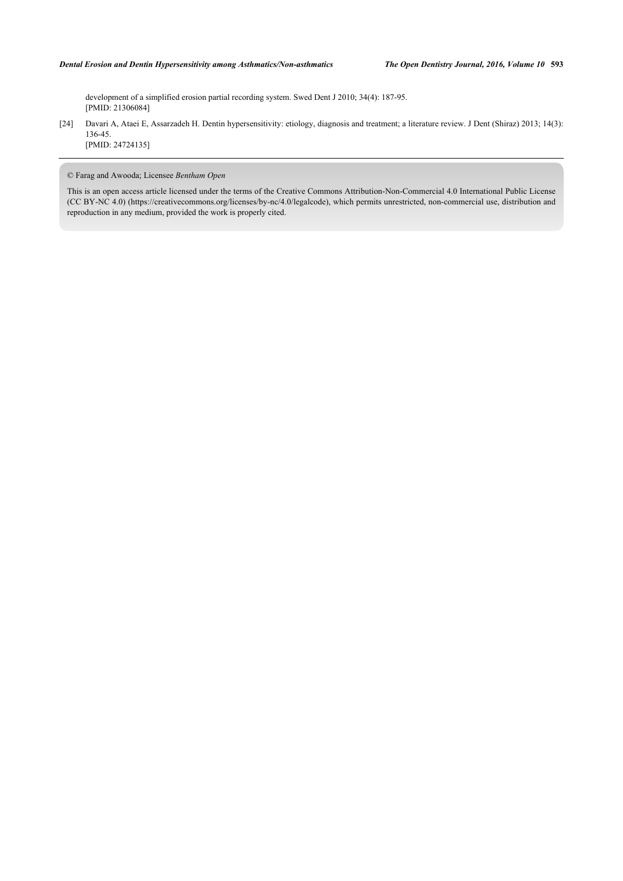development of a simplified erosion partial recording system. Swed Dent J 2010; 34(4): 187-95.
[PMID: 21306084]

[24] Davari A, Ataei E, Assarzadeh H. Dentin hypersensitivity: etiology, diagnosis and treatment; a literature review. J Dent (Shiraz) 2013; 14(3): 136-45.
[PMID: 24724135]

---

© Farag and Awooda; Licensee *Bentham Open*

This is an open access article licensed under the terms of the Creative Commons Attribution-Non-Commercial 4.0 International Public License (CC BY-NC 4.0) (https://creativecommons.org/licenses/by-nc/4.0/legalcode), which permits unrestricted, non-commercial use, distribution and reproduction in any medium, provided the work is properly cited.